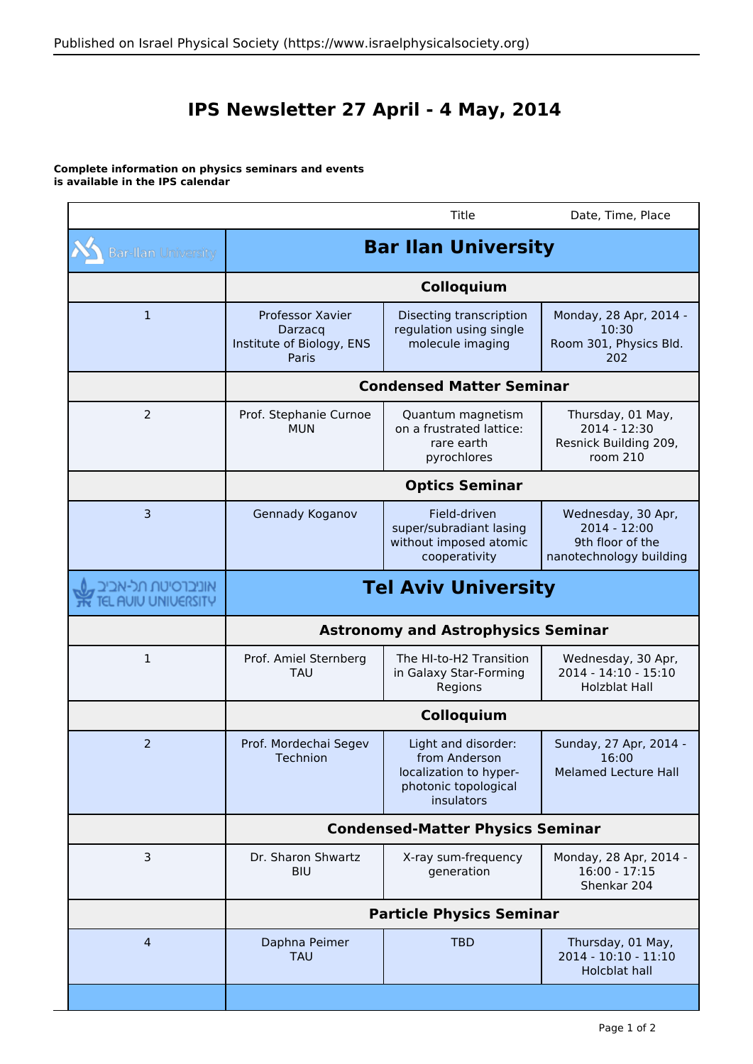# IPS Newsletter 27 April - 4 May, 2014

**Complete information on physics seminars and events is available in the IPS calendar**

| | | Title | Date, Time, Place |
|---|---|---|---|
| Bar-Ilan University | **Bar Ilan University** | | |
| | **Colloquium** | | |
| 1 | Professor Xavier Darzacq<br>Institute of Biology, ENS Paris | Disecting transcription regulation using single molecule imaging | Monday, 28 Apr, 2014 - 10:30<br>Room 301, Physics Bld. 202 |
| | **Condensed Matter Seminar** | | |
| 2 | Prof. Stephanie Curnoe<br>MUN | Quantum magnetism on a frustrated lattice: rare earth pyrochlores | Thursday, 01 May, 2014 - 12:30<br>Resnick Building 209, room 210 |
| | **Optics Seminar** | | |
| 3 | Gennady Koganov | Field-driven super/subradiant lasing without imposed atomic cooperativity | Wednesday, 30 Apr, 2014 - 12:00<br>9th floor of the nanotechnology building |
| אוניברסיטת תל-אביב TEL AVIV UNIVERSITY | **Tel Aviv University** | | |
| | **Astronomy and Astrophysics Seminar** | | |
| 1 | Prof. Amiel Sternberg<br>TAU | The HI-to-H2 Transition in Galaxy Star-Forming Regions | Wednesday, 30 Apr, 2014 - 14:10 - 15:10<br>Holzblat Hall |
| | **Colloquium** | | |
| 2 | Prof. Mordechai Segev<br>Technion | Light and disorder: from Anderson localization to hyper-photonic topological insulators | Sunday, 27 Apr, 2014 - 16:00<br>Melamed Lecture Hall |
| | **Condensed-Matter Physics Seminar** | | |
| 3 | Dr. Sharon Shwartz<br>BIU | X-ray sum-frequency generation | Monday, 28 Apr, 2014 - 16:00 - 17:15<br>Shenkar 204 |
| | **Particle Physics Seminar** | | |
| 4 | Daphna Peimer<br>TAU | TBD | Thursday, 01 May, 2014 - 10:10 - 11:10<br>Holcblat hall |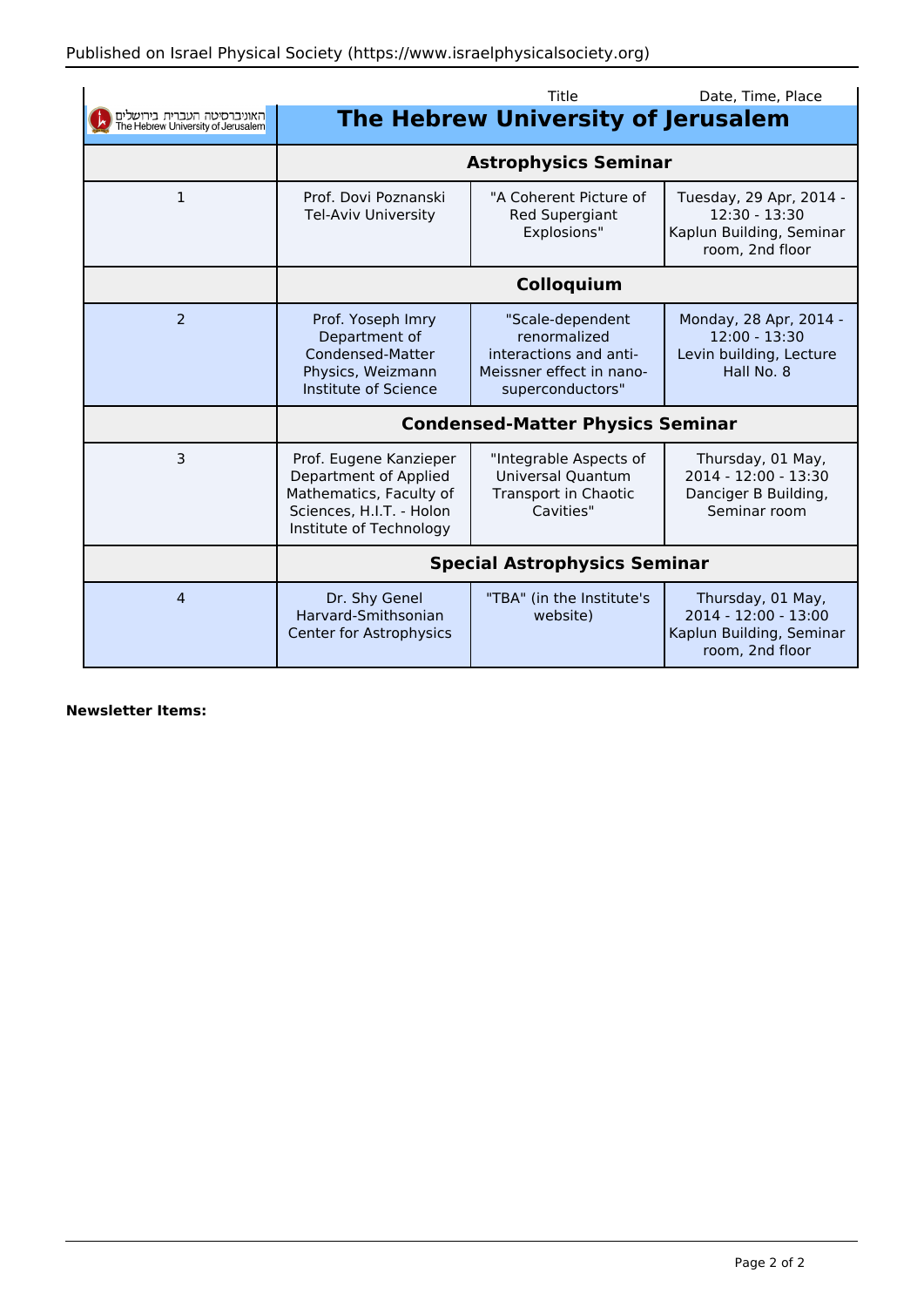| | | Title | Date, Time, Place |
|---|---|---|---|
| האוניברסיטה העברית בירושלים The Hebrew University of Jerusalem | **The Hebrew University of Jerusalem** | | |
| | **Astrophysics Seminar** | | |
| 1 | Prof. Dovi Poznanski Tel-Aviv University | "A Coherent Picture of Red Supergiant Explosions" | Tuesday, 29 Apr, 2014 - 12:30 - 13:30 Kaplun Building, Seminar room, 2nd floor |
| | **Colloquium** | | |
| 2 | Prof. Yoseph Imry Department of Condensed-Matter Physics, Weizmann Institute of Science | "Scale-dependent renormalized interactions and anti-Meissner effect in nano-superconductors" | Monday, 28 Apr, 2014 - 12:00 - 13:30 Levin building, Lecture Hall No. 8 |
| | **Condensed-Matter Physics Seminar** | | |
| 3 | Prof. Eugene Kanzieper Department of Applied Mathematics, Faculty of Sciences, H.I.T. - Holon Institute of Technology | "Integrable Aspects of Universal Quantum Transport in Chaotic Cavities" | Thursday, 01 May, 2014 - 12:00 - 13:30 Danciger B Building, Seminar room |
| | **Special Astrophysics Seminar** | | |
| 4 | Dr. Shy Genel Harvard-Smithsonian Center for Astrophysics | "TBA" (in the Institute's website) | Thursday, 01 May, 2014 - 12:00 - 13:00 Kaplun Building, Seminar room, 2nd floor |

**Newsletter Items:**